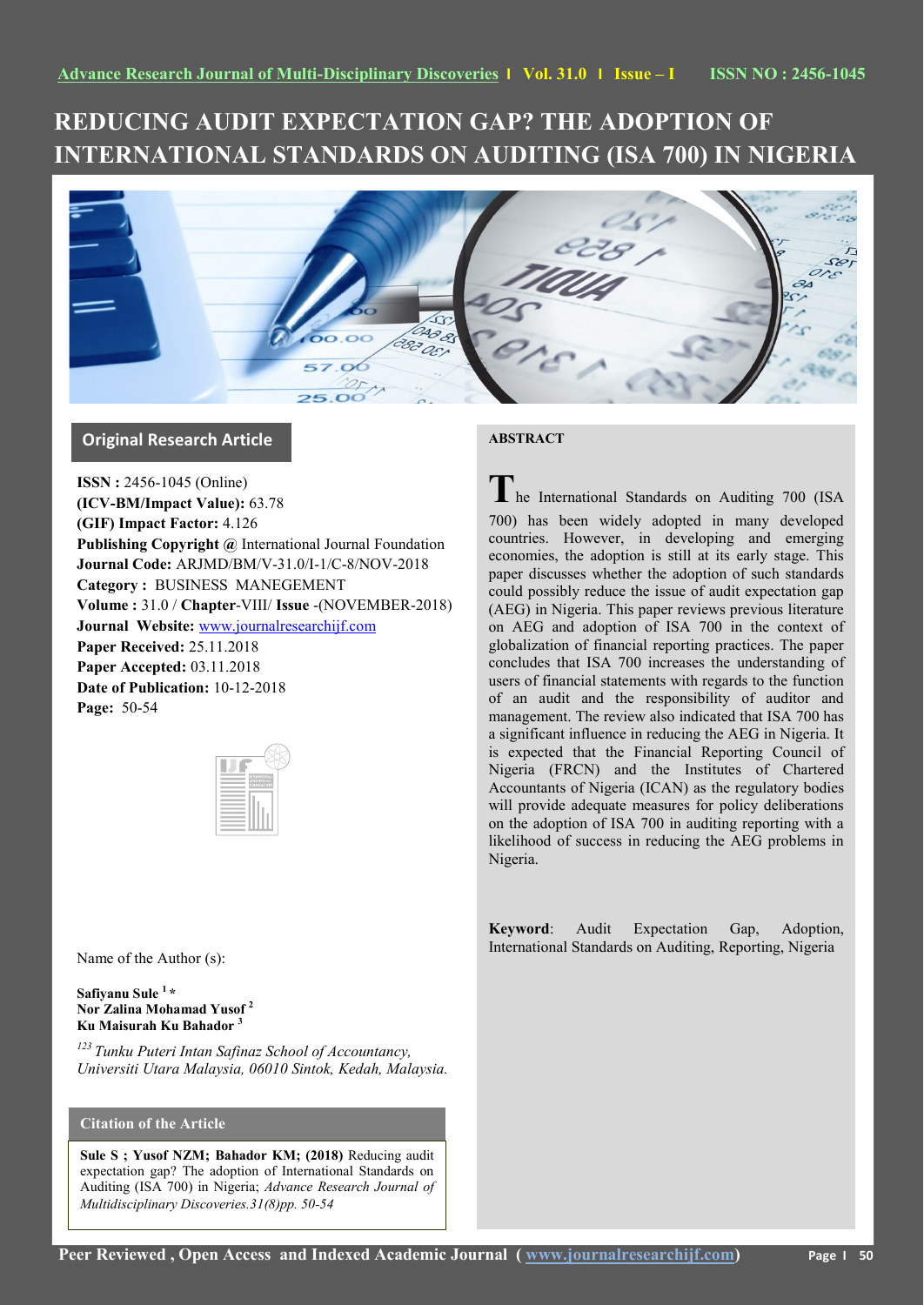# REDUCING AUDIT EXPECTATION GAP? THE ADOPTION OF INTERNATIONAL STANDARDS ON AUDITING (ISA 700) IN NIGERIA

## Original Research Article

**ISSN :** 2456-1045 (Online)
**(ICV-BM/Impact Value):** 63.78
**(GIF) Impact Factor:** 4.126
**Publishing Copyright @** International Journal Foundation
**Journal Code:** ARJMD/BM/V-31.0/I-1/C-8/NOV-2018
**Category :** BUSINESS MANEGEMENT
**Volume :** 31.0 / **Chapter**-VIII/ **Issue** -(NOVEMBER-2018)
**Journal Website:** www.journalresearchijf.com
**Paper Received:** 25.11.2018
**Paper Accepted:** 03.11.2018
**Date of Publication:** 10-12-2018
**Page:** 50-54

Name of the Author (s):

**Safiyanu Sule [1] ***
**Nor Zalina Mohamad Yusof [2]**
**Ku Maisurah Ku Bahador [3]**

*[123] Tunku Puteri Intan Safinaz School of Accountancy, Universiti Utara Malaysia, 06010 Sintok, Kedah, Malaysia.*

### Citation of the Article

**Sule S ; Yusof NZM; Bahador KM; (2018)** Reducing audit expectation gap? The adoption of International Standards on Auditing (ISA 700) in Nigeria; *Advance Research Journal of Multidisciplinary Discoveries.31(8)pp. 50-54*

## ABSTRACT

The International Standards on Auditing 700 (ISA 700) has been widely adopted in many developed countries. However, in developing and emerging economies, the adoption is still at its early stage. This paper discusses whether the adoption of such standards could possibly reduce the issue of audit expectation gap (AEG) in Nigeria. This paper reviews previous literature on AEG and adoption of ISA 700 in the context of globalization of financial reporting practices. The paper concludes that ISA 700 increases the understanding of users of financial statements with regards to the function of an audit and the responsibility of auditor and management. The review also indicated that ISA 700 has a significant influence in reducing the AEG in Nigeria. It is expected that the Financial Reporting Council of Nigeria (FRCN) and the Institutes of Chartered Accountants of Nigeria (ICAN) as the regulatory bodies will provide adequate measures for policy deliberations on the adoption of ISA 700 in auditing reporting with a likelihood of success in reducing the AEG problems in Nigeria.

**Keyword**: Audit Expectation Gap, Adoption, International Standards on Auditing, Reporting, Nigeria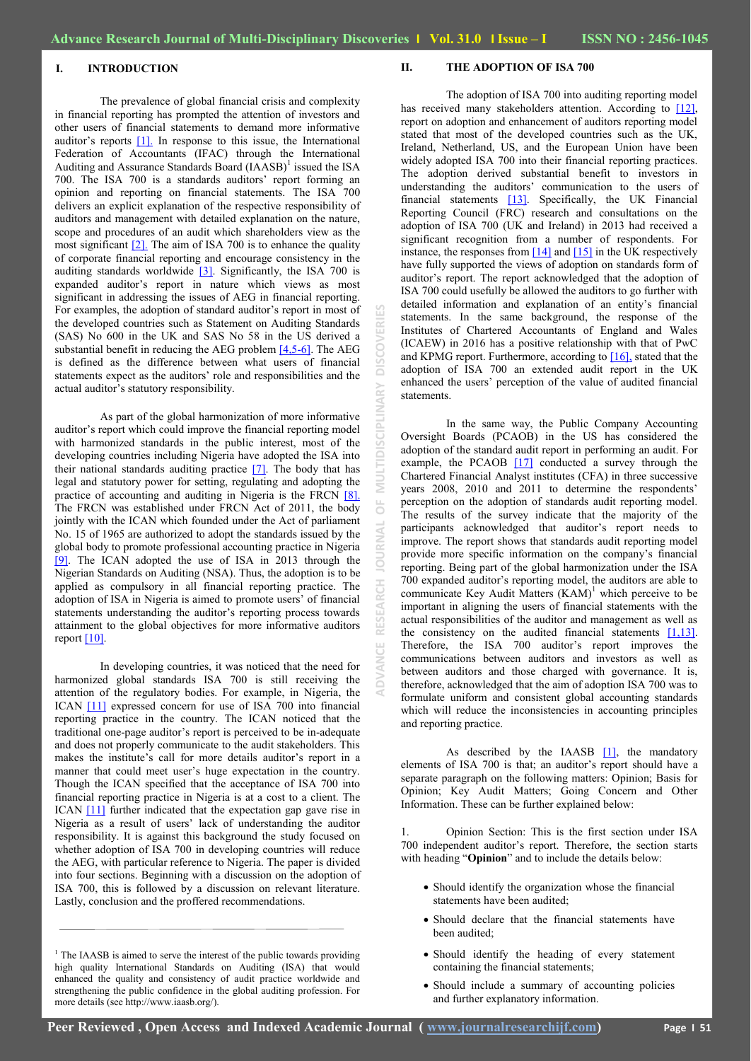## I. INTRODUCTION

The prevalence of global financial crisis and complexity in financial reporting has prompted the attention of investors and other users of financial statements to demand more informative auditor's reports [1]. In response to this issue, the International Federation of Accountants (IFAC) through the International Auditing and Assurance Standards Board (IAASB)[1] issued the ISA 700. The ISA 700 is a standards auditors' report forming an opinion and reporting on financial statements. The ISA 700 delivers an explicit explanation of the respective responsibility of auditors and management with detailed explanation on the nature, scope and procedures of an audit which shareholders view as the most significant [2]. The aim of ISA 700 is to enhance the quality of corporate financial reporting and encourage consistency in the auditing standards worldwide [3]. Significantly, the ISA 700 is expanded auditor's report in nature which views as most significant in addressing the issues of AEG in financial reporting. For examples, the adoption of standard auditor's report in most of the developed countries such as Statement on Auditing Standards (SAS) No 600 in the UK and SAS No 58 in the US derived a substantial benefit in reducing the AEG problem [4,5-6]. The AEG is defined as the difference between what users of financial statements expect as the auditors' role and responsibilities and the actual auditor's statutory responsibility.

As part of the global harmonization of more informative auditor's report which could improve the financial reporting model with harmonized standards in the public interest, most of the developing countries including Nigeria have adopted the ISA into their national standards auditing practice [7]. The body that has legal and statutory power for setting, regulating and adopting the practice of accounting and auditing in Nigeria is the FRCN [8]. The FRCN was established under FRCN Act of 2011, the body jointly with the ICAN which founded under the Act of parliament No. 15 of 1965 are authorized to adopt the standards issued by the global body to promote professional accounting practice in Nigeria [9]. The ICAN adopted the use of ISA in 2013 through the Nigerian Standards on Auditing (NSA). Thus, the adoption is to be applied as compulsory in all financial reporting practice. The adoption of ISA in Nigeria is aimed to promote users' of financial statements understanding the auditor's reporting process towards attainment to the global objectives for more informative auditors report [10].

In developing countries, it was noticed that the need for harmonized global standards ISA 700 is still receiving the attention of the regulatory bodies. For example, in Nigeria, the ICAN [11] expressed concern for use of ISA 700 into financial reporting practice in the country. The ICAN noticed that the traditional one-page auditor's report is perceived to be in-adequate and does not properly communicate to the audit stakeholders. This makes the institute's call for more details auditor's report in a manner that could meet user's huge expectation in the country. Though the ICAN specified that the acceptance of ISA 700 into financial reporting practice in Nigeria is at a cost to a client. The ICAN [11] further indicated that the expectation gap gave rise in Nigeria as a result of users' lack of understanding the auditor responsibility. It is against this background the study focused on whether adoption of ISA 700 in developing countries will reduce the AEG, with particular reference to Nigeria. The paper is divided into four sections. Beginning with a discussion on the adoption of ISA 700, this is followed by a discussion on relevant literature. Lastly, conclusion and the proffered recommendations.

## II. THE ADOPTION OF ISA 700

The adoption of ISA 700 into auditing reporting model has received many stakeholders attention. According to [12], report on adoption and enhancement of auditors reporting model stated that most of the developed countries such as the UK, Ireland, Netherland, US, and the European Union have been widely adopted ISA 700 into their financial reporting practices. The adoption derived substantial benefit to investors in understanding the auditors' communication to the users of financial statements [13]. Specifically, the UK Financial Reporting Council (FRC) research and consultations on the adoption of ISA 700 (UK and Ireland) in 2013 had received a significant recognition from a number of respondents. For instance, the responses from [14] and [15] in the UK respectively have fully supported the views of adoption on standards form of auditor's report. The report acknowledged that the adoption of ISA 700 could usefully be allowed the auditors to go further with detailed information and explanation of an entity's financial statements. In the same background, the response of the Institutes of Chartered Accountants of England and Wales (ICAEW) in 2016 has a positive relationship with that of PwC and KPMG report. Furthermore, according to [16], stated that the adoption of ISA 700 an extended audit report in the UK enhanced the users' perception of the value of audited financial statements.

In the same way, the Public Company Accounting Oversight Boards (PCAOB) in the US has considered the adoption of the standard audit report in performing an audit. For example, the PCAOB [17] conducted a survey through the Chartered Financial Analyst institutes (CFA) in three successive years 2008, 2010 and 2011 to determine the respondents' perception on the adoption of standards audit reporting model. The results of the survey indicate that the majority of the participants acknowledged that auditor's report needs to improve. The report shows that standards audit reporting model provide more specific information on the company's financial reporting. Being part of the global harmonization under the ISA 700 expanded auditor's reporting model, the auditors are able to communicate Key Audit Matters (KAM)[1] which perceive to be important in aligning the users of financial statements with the actual responsibilities of the auditor and management as well as the consistency on the audited financial statements [1,13]. Therefore, the ISA 700 auditor's report improves the communications between auditors and investors as well as between auditors and those charged with governance. It is, therefore, acknowledged that the aim of adoption ISA 700 was to formulate uniform and consistent global accounting standards which will reduce the inconsistencies in accounting principles and reporting practice.

As described by the IAASB [1], the mandatory elements of ISA 700 is that; an auditor's report should have a separate paragraph on the following matters: Opinion; Basis for Opinion; Key Audit Matters; Going Concern and Other Information. These can be further explained below:

1. Opinion Section: This is the first section under ISA 700 independent auditor's report. Therefore, the section starts with heading "**Opinion**" and to include the details below:

- Should identify the organization whose the financial statements have been audited;
- Should declare that the financial statements have been audited;
- Should identify the heading of every statement containing the financial statements;
- Should include a summary of accounting policies and further explanatory information.

---

[1] The IAASB is aimed to serve the interest of the public towards providing high quality International Standards on Auditing (ISA) that would enhanced the quality and consistency of audit practice worldwide and strengthening the public confidence in the global auditing profession. For more details (see http://www.iaasb.org/).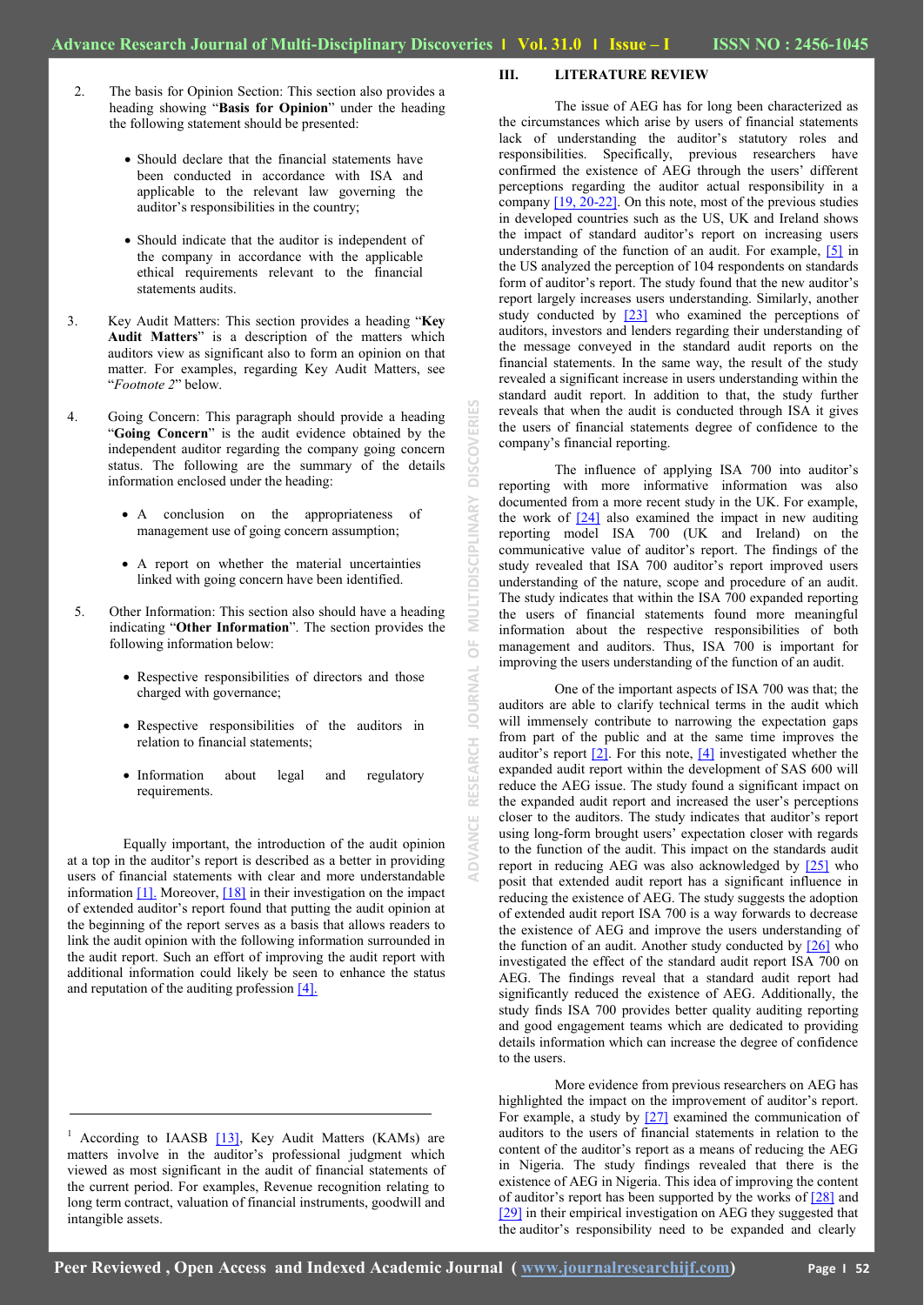2. The basis for Opinion Section: This section also provides a heading showing "**Basis for Opinion**" under the heading the following statement should be presented:

    - Should declare that the financial statements have been conducted in accordance with ISA and applicable to the relevant law governing the auditor's responsibilities in the country;
    - Should indicate that the auditor is independent of the company in accordance with the applicable ethical requirements relevant to the financial statements audits.

3. Key Audit Matters: This section provides a heading "**Key Audit Matters**" is a description of the matters which auditors view as significant also to form an opinion on that matter. For examples, regarding Key Audit Matters, see "*Footnote 2*" below.

4. Going Concern: This paragraph should provide a heading "**Going Concern**" is the audit evidence obtained by the independent auditor regarding the company going concern status. The following are the summary of the details information enclosed under the heading:

    - A conclusion on the appropriateness of management use of going concern assumption;
    - A report on whether the material uncertainties linked with going concern have been identified.

5. Other Information: This section also should have a heading indicating "**Other Information**". The section provides the following information below:

    - Respective responsibilities of directors and those charged with governance;
    - Respective responsibilities of the auditors in relation to financial statements;
    - Information about legal and regulatory requirements.

Equally important, the introduction of the audit opinion at a top in the auditor's report is described as a better in providing users of financial statements with clear and more understandable information [1]. Moreover, [18] in their investigation on the impact of extended auditor's report found that putting the audit opinion at the beginning of the report serves as a basis that allows readers to link the audit opinion with the following information surrounded in the audit report. Such an effort of improving the audit report with additional information could likely be seen to enhance the status and reputation of the auditing profession [4].

## III. LITERATURE REVIEW

The issue of AEG has for long been characterized as the circumstances which arise by users of financial statements lack of understanding the auditor's statutory roles and responsibilities. Specifically, previous researchers have confirmed the existence of AEG through the users' different perceptions regarding the auditor actual responsibility in a company [19, 20-22]. On this note, most of the previous studies in developed countries such as the US, UK and Ireland shows the impact of standard auditor's report on increasing users understanding of the function of an audit. For example, [5] in the US analyzed the perception of 104 respondents on standards form of auditor's report. The study found that the new auditor's report largely increases users understanding. Similarly, another study conducted by [23] who examined the perceptions of auditors, investors and lenders regarding their understanding of the message conveyed in the standard audit reports on the financial statements. In the same way, the result of the study revealed a significant increase in users understanding within the standard audit report. In addition to that, the study further reveals that when the audit is conducted through ISA it gives the users of financial statements degree of confidence to the company's financial reporting.

The influence of applying ISA 700 into auditor's reporting with more informative information was also documented from a more recent study in the UK. For example, the work of [24] also examined the impact in new auditing reporting model ISA 700 (UK and Ireland) on the communicative value of auditor's report. The findings of the study revealed that ISA 700 auditor's report improved users understanding of the nature, scope and procedure of an audit. The study indicates that within the ISA 700 expanded reporting the users of financial statements found more meaningful information about the respective responsibilities of both management and auditors. Thus, ISA 700 is important for improving the users understanding of the function of an audit.

One of the important aspects of ISA 700 was that; the auditors are able to clarify technical terms in the audit which will immensely contribute to narrowing the expectation gaps from part of the public and at the same time improves the auditor's report [2]. For this note, [4] investigated whether the expanded audit report within the development of SAS 600 will reduce the AEG issue. The study found a significant impact on the expanded audit report and increased the user's perceptions closer to the auditors. The study indicates that auditor's report using long-form brought users' expectation closer with regards to the function of the audit. This impact on the standards audit report in reducing AEG was also acknowledged by [25] who posit that extended audit report has a significant influence in reducing the existence of AEG. The study suggests the adoption of extended audit report ISA 700 is a way forwards to decrease the existence of AEG and improve the users understanding of the function of an audit. Another study conducted by [26] who investigated the effect of the standard audit report ISA 700 on AEG. The findings reveal that a standard audit report had significantly reduced the existence of AEG. Additionally, the study finds ISA 700 provides better quality auditing reporting and good engagement teams which are dedicated to providing details information which can increase the degree of confidence to the users.

More evidence from previous researchers on AEG has highlighted the impact on the improvement of auditor's report. For example, a study by [27] examined the communication of auditors to the users of financial statements in relation to the content of the auditor's report as a means of reducing the AEG in Nigeria. The study findings revealed that there is the existence of AEG in Nigeria. This idea of improving the content of auditor's report has been supported by the works of [28] and [29] in their empirical investigation on AEG they suggested that the auditor's responsibility need to be expanded and clearly

---

[1] According to IAASB [13], Key Audit Matters (KAMs) are matters which involve in the auditor's professional judgment which viewed as most significant in the audit of financial statements of the current period. For examples, Revenue recognition relating to long term contract, valuation of financial instruments, goodwill and intangible assets.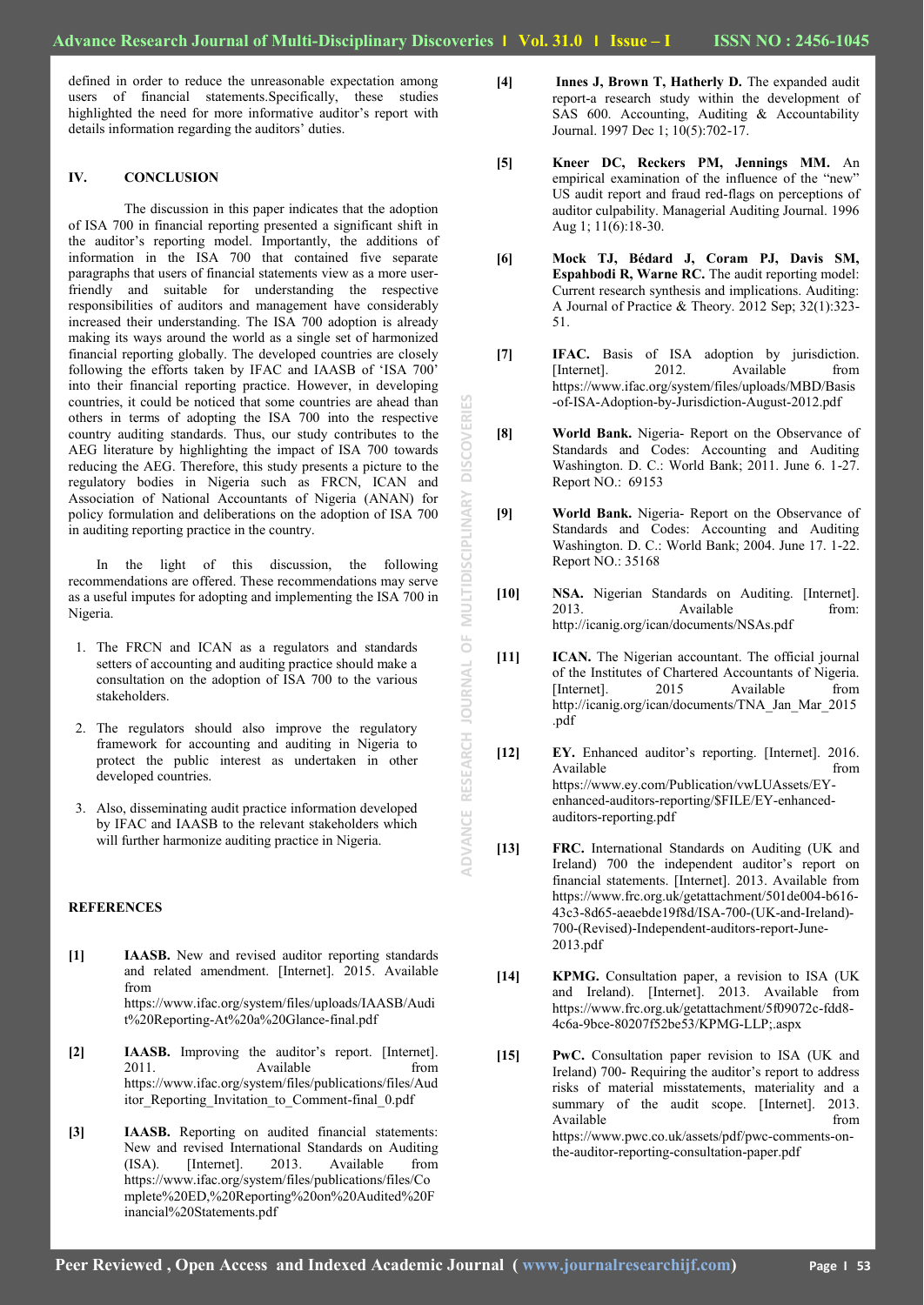defined in order to reduce the unreasonable expectation among users of financial statements.Specifically, these studies highlighted the need for more informative auditor's report with details information regarding the auditors' duties.

## IV. CONCLUSION

The discussion in this paper indicates that the adoption of ISA 700 in financial reporting presented a significant shift in the auditor's reporting model. Importantly, the additions of information in the ISA 700 that contained five separate paragraphs that users of financial statements view as a more user-friendly and suitable for understanding the respective responsibilities of auditors and management have considerably increased their understanding. The ISA 700 adoption is already making its ways around the world as a single set of harmonized financial reporting globally. The developed countries are closely following the efforts taken by IFAC and IAASB of 'ISA 700' into their financial reporting practice. However, in developing countries, it could be noticed that some countries are ahead than others in terms of adopting the ISA 700 into the respective country auditing standards. Thus, our study contributes to the AEG literature by highlighting the impact of ISA 700 towards reducing the AEG. Therefore, this study presents a picture to the regulatory bodies in Nigeria such as FRCN, ICAN and Association of National Accountants of Nigeria (ANAN) for policy formulation and deliberations on the adoption of ISA 700 in auditing reporting practice in the country.

In the light of this discussion, the following recommendations are offered. These recommendations may serve as a useful imputes for adopting and implementing the ISA 700 in Nigeria.

1. The FRCN and ICAN as a regulators and standards setters of accounting and auditing practice should make a consultation on the adoption of ISA 700 to the various stakeholders.
2. The regulators should also improve the regulatory framework for accounting and auditing in Nigeria to protect the public interest as undertaken in other developed countries.
3. Also, disseminating audit practice information developed by IFAC and IAASB to the relevant stakeholders which will further harmonize auditing practice in Nigeria.

## REFERENCES

[1] **IAASB.** New and revised auditor reporting standards and related amendment. [Internet]. 2015. Available from https://www.ifac.org/system/files/uploads/IAASB/Audit%20Reporting-At%20a%20Glance-final.pdf

[2] **IAASB.** Improving the auditor's report. [Internet]. 2011. Available from https://www.ifac.org/system/files/publications/files/Auditor_Reporting_Invitation_to_Comment-final_0.pdf

[3] **IAASB.** Reporting on audited financial statements: New and revised International Standards on Auditing (ISA). [Internet]. 2013. Available from https://www.ifac.org/system/files/publications/files/Complete%20ED,%20Reporting%20on%20Audited%20Financial%20Statements.pdf

[4] **Innes J, Brown T, Hatherly D.** The expanded audit report-a research study within the development of SAS 600. Accounting, Auditing & Accountability Journal. 1997 Dec 1; 10(5):702-17.

[5] **Kneer DC, Reckers PM, Jennings MM.** An empirical examination of the influence of the "new" US audit report and fraud red-flags on perceptions of auditor culpability. Managerial Auditing Journal. 1996 Aug 1; 11(6):18-30.

[6] **Mock TJ, Bédard J, Coram PJ, Davis SM, Espahbodi R, Warne RC.** The audit reporting model: Current research synthesis and implications. Auditing: A Journal of Practice & Theory. 2012 Sep; 32(1):323-51.

[7] **IFAC.** Basis of ISA adoption by jurisdiction. [Internet]. 2012. Available from https://www.ifac.org/system/files/uploads/MBD/Basis-of-ISA-Adoption-by-Jurisdiction-August-2012.pdf

[8] **World Bank.** Nigeria- Report on the Observance of Standards and Codes: Accounting and Auditing Washington. D. C.: World Bank; 2011. June 6. 1-27. Report NO.: 69153

[9] **World Bank.** Nigeria- Report on the Observance of Standards and Codes: Accounting and Auditing Washington. D. C.: World Bank; 2004. June 17. 1-22. Report NO.: 35168

[10] **NSA.** Nigerian Standards on Auditing. [Internet]. 2013. Available from: http://icanig.org/ican/documents/NSAs.pdf

[11] **ICAN.** The Nigerian accountant. The official journal of the Institutes of Chartered Accountants of Nigeria. [Internet]. 2015 Available from http://icanig.org/ican/documents/TNA_Jan_Mar_2015.pdf

[12] **EY.** Enhanced auditor's reporting. [Internet]. 2016. Available from https://www.ey.com/Publication/vwLUAssets/EY-enhanced-auditors-reporting/$FILE/EY-enhanced-auditors-reporting.pdf

[13] **FRC.** International Standards on Auditing (UK and Ireland) 700 the independent auditor's report on financial statements. [Internet]. 2013. Available from https://www.frc.org.uk/getattachment/501de004-b616-43c3-8d65-aeaebde19f8d/ISA-700-(UK-and-Ireland)-700-(Revised)-Independent-auditors-report-June-2013.pdf

[14] **KPMG.** Consultation paper, a revision to ISA (UK and Ireland). [Internet]. 2013. Available from https://www.frc.org.uk/getattachment/5f09072c-fdd8-4c6a-9bce-80207f52be53/KPMG-LLP;.aspx

[15] **PwC.** Consultation paper revision to ISA (UK and Ireland) 700- Requiring the auditor's report to address risks of material misstatements, materiality and a summary of the audit scope. [Internet]. 2013. Available from https://www.pwc.co.uk/assets/pdf/pwc-comments-on-the-auditor-reporting-consultation-paper.pdf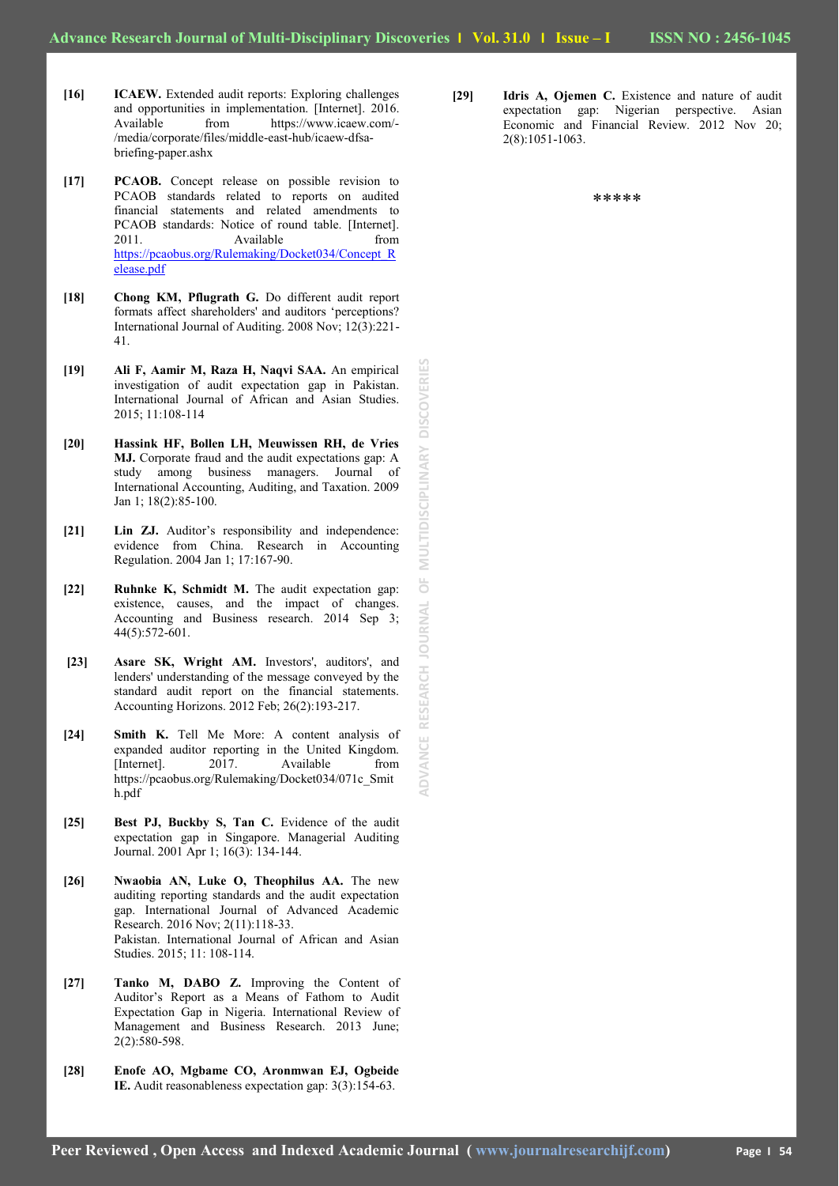[16] **ICAEW.** Extended audit reports: Exploring challenges and opportunities in implementation. [Internet]. 2016. Available from https://www.icaew.com/-/media/corporate/files/middle-east-hub/icaew-dfsa-briefing-paper.ashx

[17] **PCAOB.** Concept release on possible revision to PCAOB standards related to reports on audited financial statements and related amendments to PCAOB standards: Notice of round table. [Internet]. 2011. Available from https://pcaobus.org/Rulemaking/Docket034/Concept_Release.pdf

[18] **Chong KM, Pflugrath G.** Do different audit report formats affect shareholders' and auditors 'perceptions? International Journal of Auditing. 2008 Nov; 12(3):221-41.

[19] **Ali F, Aamir M, Raza H, Naqvi SAA.** An empirical investigation of audit expectation gap in Pakistan. International Journal of African and Asian Studies. 2015; 11:108-114

[20] **Hassink HF, Bollen LH, Meuwissen RH, de Vries MJ.** Corporate fraud and the audit expectations gap: A study among business managers. Journal of International Accounting, Auditing, and Taxation. 2009 Jan 1; 18(2):85-100.

[21] **Lin ZJ.** Auditor's responsibility and independence: evidence from China. Research in Accounting Regulation. 2004 Jan 1; 17:167-90.

[22] **Ruhnke K, Schmidt M.** The audit expectation gap: existence, causes, and the impact of changes. Accounting and Business research. 2014 Sep 3; 44(5):572-601.

[23] **Asare SK, Wright AM.** Investors', auditors', and lenders' understanding of the message conveyed by the standard audit report on the financial statements. Accounting Horizons. 2012 Feb; 26(2):193-217.

[24] **Smith K.** Tell Me More: A content analysis of expanded auditor reporting in the United Kingdom. [Internet]. 2017. Available from https://pcaobus.org/Rulemaking/Docket034/071c_Smith.pdf

[25] **Best PJ, Buckby S, Tan C.** Evidence of the audit expectation gap in Singapore. Managerial Auditing Journal. 2001 Apr 1; 16(3): 134-144.

[26] **Nwaobia AN, Luke O, Theophilus AA.** The new auditing reporting standards and the audit expectation gap. International Journal of Advanced Academic Research. 2016 Nov; 2(11):118-33.
Pakistan. International Journal of African and Asian Studies. 2015; 11: 108-114.

[27] **Tanko M, DABO Z.** Improving the Content of Auditor's Report as a Means of Fathom to Audit Expectation Gap in Nigeria. International Review of Management and Business Research. 2013 June; 2(2):580-598.

[28] **Enofe AO, Mgbame CO, Aronmwan EJ, Ogbeide IE.** Audit reasonableness expectation gap: 3(3):154-63.

[29] **Idris A, Ojemen C.** Existence and nature of audit expectation gap: Nigerian perspective. Asian Economic and Financial Review. 2012 Nov 20; 2(8):1051-1063.

*****